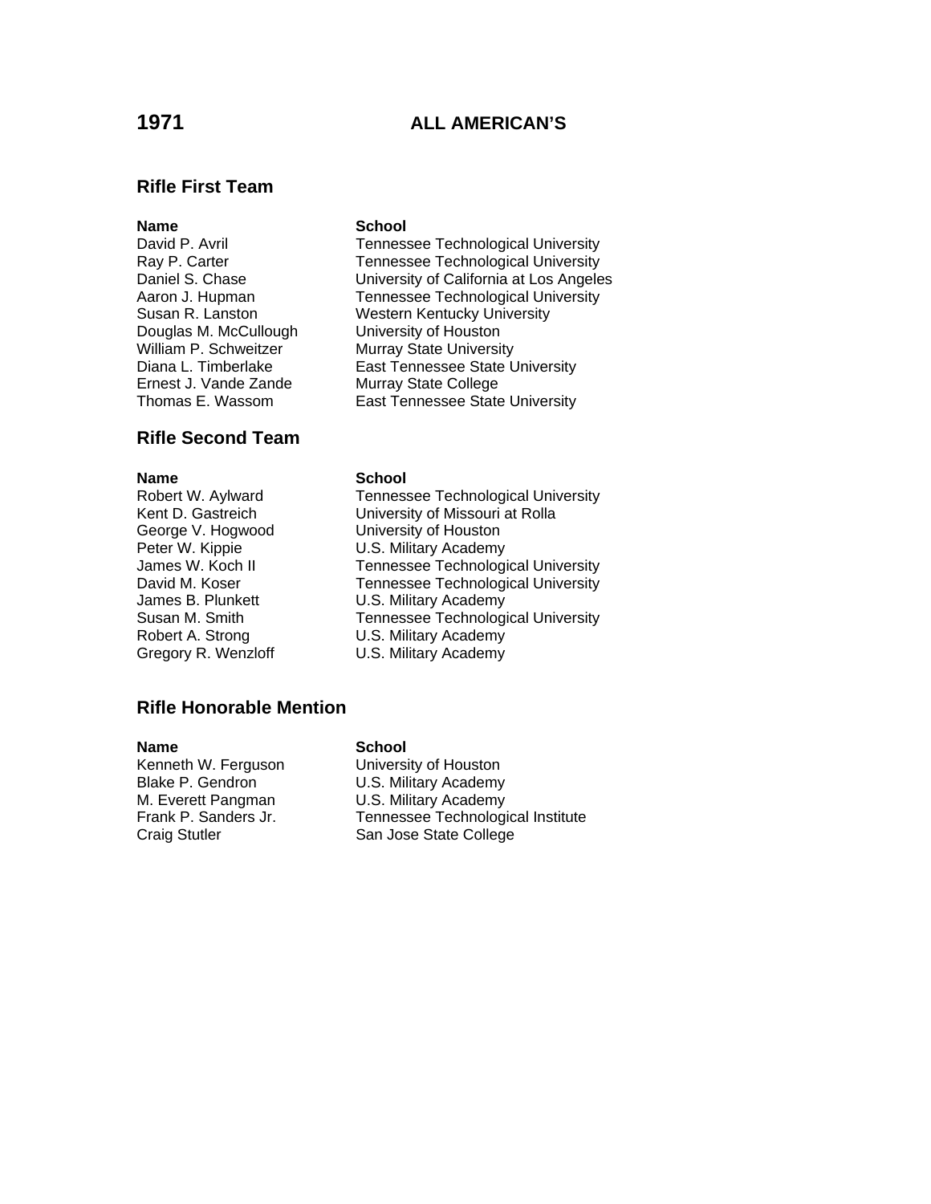# 1971 ALL AMERICAN'S

## Rifle First Team

| Name | School |
|---|---|
| David P. Avril | Tennessee Technological University |
| Ray P. Carter | Tennessee Technological University |
| Daniel S. Chase | University of California at Los Angeles |
| Aaron J. Hupman | Tennessee Technological University |
| Susan R. Lanston | Western Kentucky University |
| Douglas M. McCullough | University of Houston |
| William P. Schweitzer | Murray State University |
| Diana L. Timberlake | East Tennessee State University |
| Ernest J. Vande Zande | Murray State College |
| Thomas E. Wassom | East Tennessee State University |

## Rifle Second Team

| Name | School |
|---|---|
| Robert W. Aylward | Tennessee Technological University |
| Kent D. Gastreich | University of Missouri at Rolla |
| George V. Hogwood | University of Houston |
| Peter W. Kippie | U.S. Military Academy |
| James W. Koch II | Tennessee Technological University |
| David M. Koser | Tennessee Technological University |
| James B. Plunkett | U.S. Military Academy |
| Susan M. Smith | Tennessee Technological University |
| Robert A. Strong | U.S. Military Academy |
| Gregory R. Wenzloff | U.S. Military Academy |

## Rifle Honorable Mention

| Name | School |
|---|---|
| Kenneth W. Ferguson | University of Houston |
| Blake P. Gendron | U.S. Military Academy |
| M. Everett Pangman | U.S. Military Academy |
| Frank P. Sanders Jr. | Tennessee Technological Institute |
| Craig Stutler | San Jose State College |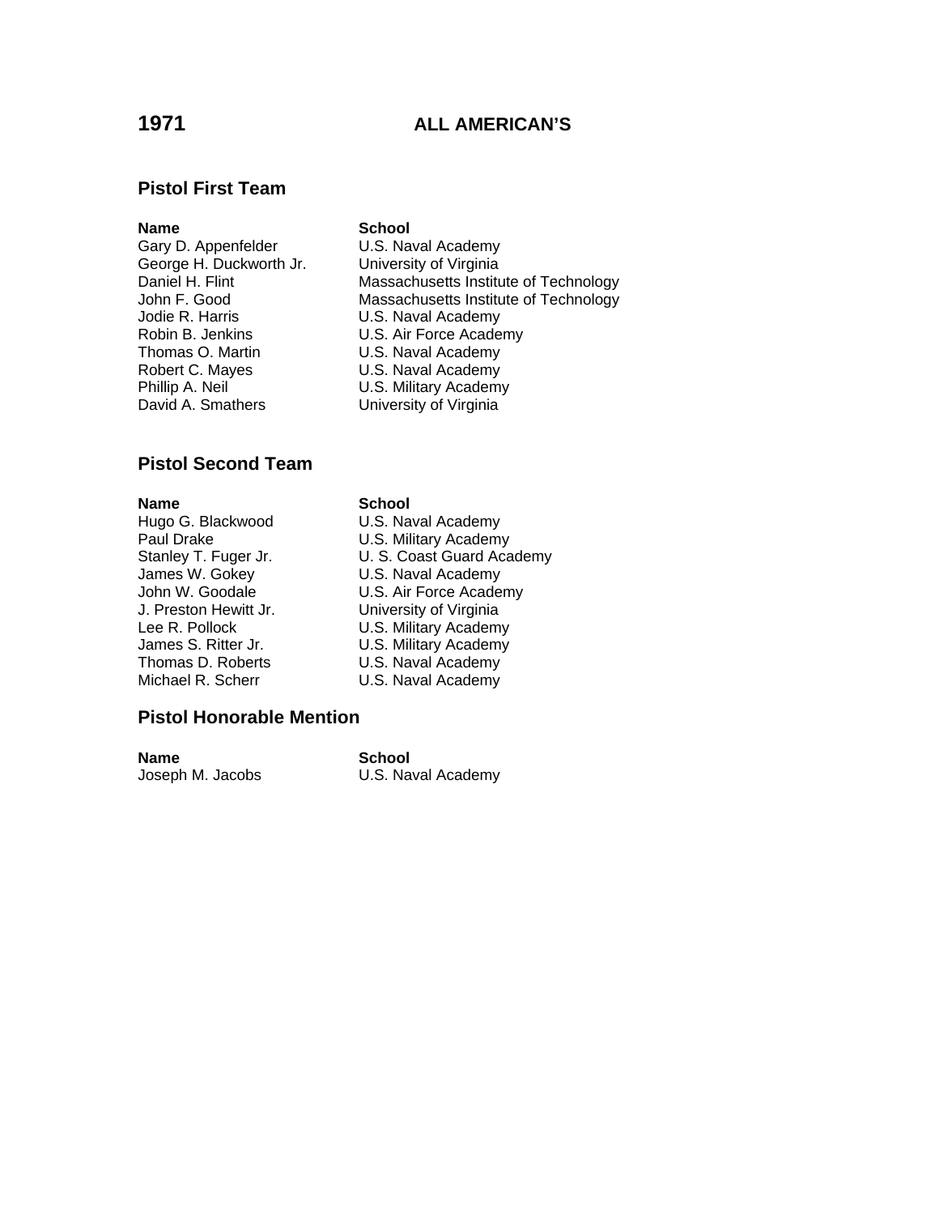# 1971 ALL AMERICAN'S

## Pistol First Team

| Name | School |
|---|---|
| Gary D. Appenfelder | U.S. Naval Academy |
| George H. Duckworth Jr. | University of Virginia |
| Daniel H. Flint | Massachusetts Institute of Technology |
| John F. Good | Massachusetts Institute of Technology |
| Jodie R. Harris | U.S. Naval Academy |
| Robin B. Jenkins | U.S. Air Force Academy |
| Thomas O. Martin | U.S. Naval Academy |
| Robert C. Mayes | U.S. Naval Academy |
| Phillip A. Neil | U.S. Military Academy |
| David A. Smathers | University of Virginia |

## Pistol Second Team

| Name | School |
|---|---|
| Hugo G. Blackwood | U.S. Naval Academy |
| Paul Drake | U.S. Military Academy |
| Stanley T. Fuger Jr. | U. S. Coast Guard Academy |
| James W. Gokey | U.S. Naval Academy |
| John W. Goodale | U.S. Air Force Academy |
| J. Preston Hewitt Jr. | University of Virginia |
| Lee R. Pollock | U.S. Military Academy |
| James S. Ritter Jr. | U.S. Military Academy |
| Thomas D. Roberts | U.S. Naval Academy |
| Michael R. Scherr | U.S. Naval Academy |

## Pistol Honorable Mention

| Name | School |
|---|---|
| Joseph M. Jacobs | U.S. Naval Academy |